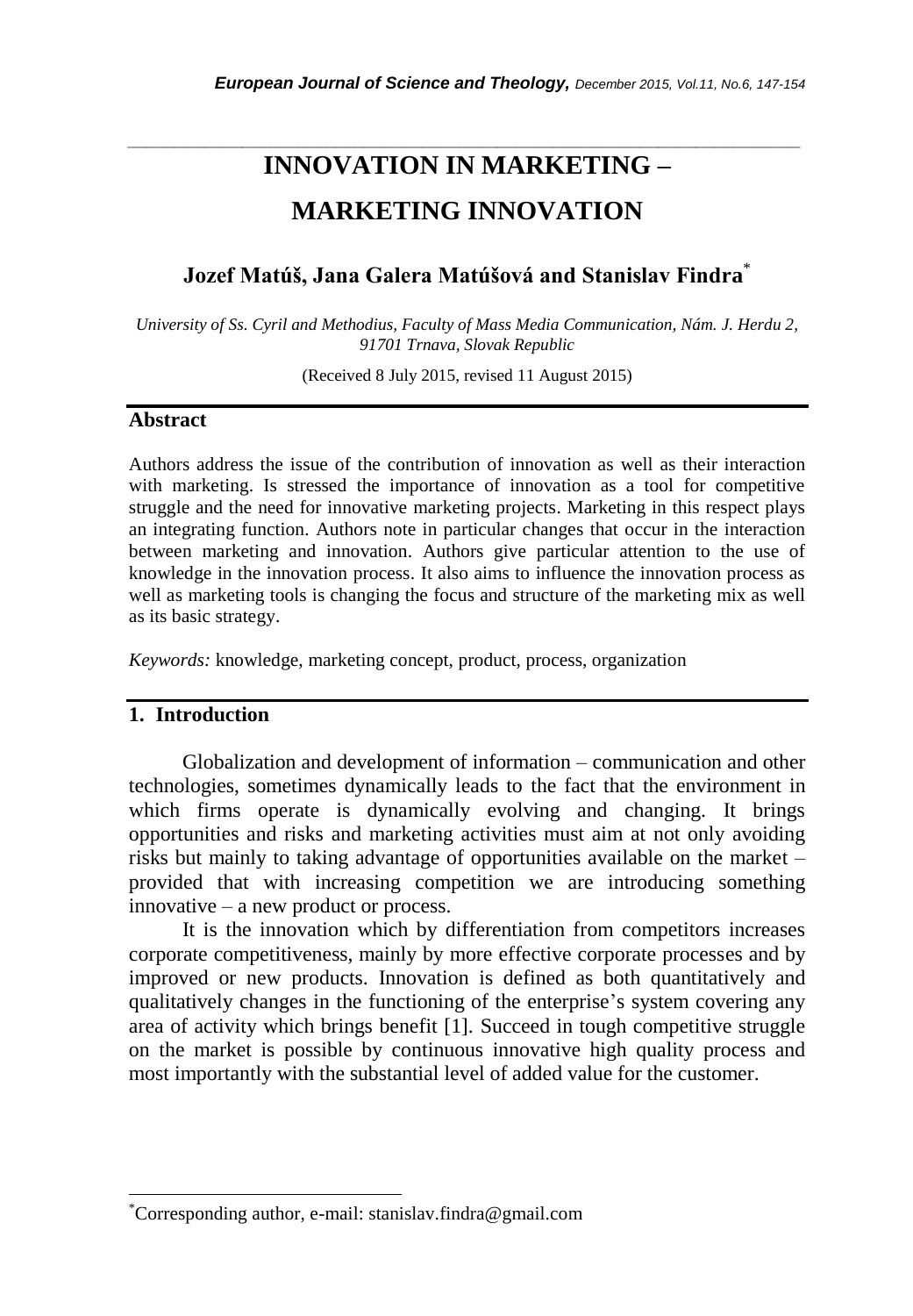# INNOVATION IN MARKETING – MARKETING INNOVATION

**Jozef Matúš, Jana Galera Matúšová and Stanislav Findra***

*University of Ss. Cyril and Methodius, Faculty of Mass Media Communication, Nám. J. Herdu 2, 91701 Trnava, Slovak Republic*

(Received 8 July 2015, revised 11 August 2015)

## Abstract

Authors address the issue of the contribution of innovation as well as their interaction with marketing. Is stressed the importance of innovation as a tool for competitive struggle and the need for innovative marketing projects. Marketing in this respect plays an integrating function. Authors note in particular changes that occur in the interaction between marketing and innovation. Authors give particular attention to the use of knowledge in the innovation process. It also aims to influence the innovation process as well as marketing tools is changing the focus and structure of the marketing mix as well as its basic strategy.

*Keywords:* knowledge, marketing concept, product, process, organization

## 1. Introduction

Globalization and development of information – communication and other technologies, sometimes dynamically leads to the fact that the environment in which firms operate is dynamically evolving and changing. It brings opportunities and risks and marketing activities must aim at not only avoiding risks but mainly to taking advantage of opportunities available on the market – provided that with increasing competition we are introducing something innovative – a new product or process.

It is the innovation which by differentiation from competitors increases corporate competitiveness, mainly by more effective corporate processes and by improved or new products. Innovation is defined as both quantitatively and qualitatively changes in the functioning of the enterprise's system covering any area of activity which brings benefit [1]. Succeed in tough competitive struggle on the market is possible by continuous innovative high quality process and most importantly with the substantial level of added value for the customer.

---

*Corresponding author, e-mail: stanislav.findra@gmail.com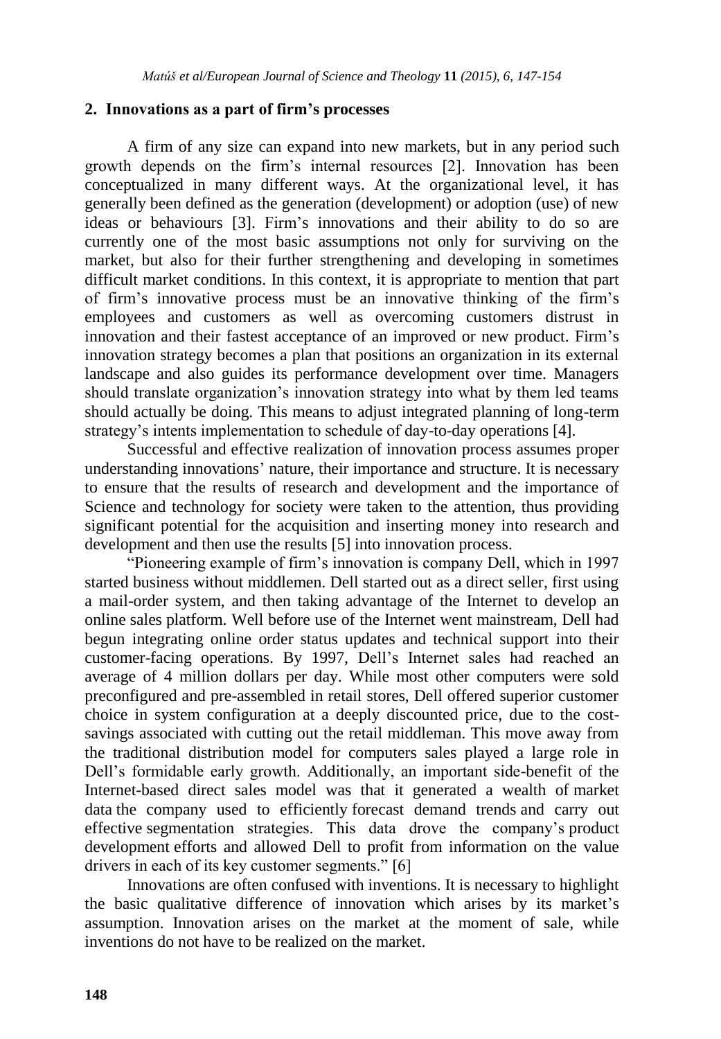## 2. Innovations as a part of firm's processes

A firm of any size can expand into new markets, but in any period such growth depends on the firm's internal resources [2]. Innovation has been conceptualized in many different ways. At the organizational level, it has generally been defined as the generation (development) or adoption (use) of new ideas or behaviours [3]. Firm's innovations and their ability to do so are currently one of the most basic assumptions not only for surviving on the market, but also for their further strengthening and developing in sometimes difficult market conditions. In this context, it is appropriate to mention that part of firm's innovative process must be an innovative thinking of the firm's employees and customers as well as overcoming customers distrust in innovation and their fastest acceptance of an improved or new product. Firm's innovation strategy becomes a plan that positions an organization in its external landscape and also guides its performance development over time. Managers should translate organization's innovation strategy into what by them led teams should actually be doing. This means to adjust integrated planning of long-term strategy's intents implementation to schedule of day-to-day operations [4].

Successful and effective realization of innovation process assumes proper understanding innovations' nature, their importance and structure. It is necessary to ensure that the results of research and development and the importance of Science and technology for society were taken to the attention, thus providing significant potential for the acquisition and inserting money into research and development and then use the results [5] into innovation process.

"Pioneering example of firm's innovation is company Dell, which in 1997 started business without middlemen. Dell started out as a direct seller, first using a mail-order system, and then taking advantage of the Internet to develop an online sales platform. Well before use of the Internet went mainstream, Dell had begun integrating online order status updates and technical support into their customer-facing operations. By 1997, Dell's Internet sales had reached an average of 4 million dollars per day. While most other computers were sold preconfigured and pre-assembled in retail stores, Dell offered superior customer choice in system configuration at a deeply discounted price, due to the cost-savings associated with cutting out the retail middleman. This move away from the traditional distribution model for computers sales played a large role in Dell's formidable early growth. Additionally, an important side-benefit of the Internet-based direct sales model was that it generated a wealth of market data the company used to efficiently forecast demand trends and carry out effective segmentation strategies. This data drove the company's product development efforts and allowed Dell to profit from information on the value drivers in each of its key customer segments." [6]

Innovations are often confused with inventions. It is necessary to highlight the basic qualitative difference of innovation which arises by its market's assumption. Innovation arises on the market at the moment of sale, while inventions do not have to be realized on the market.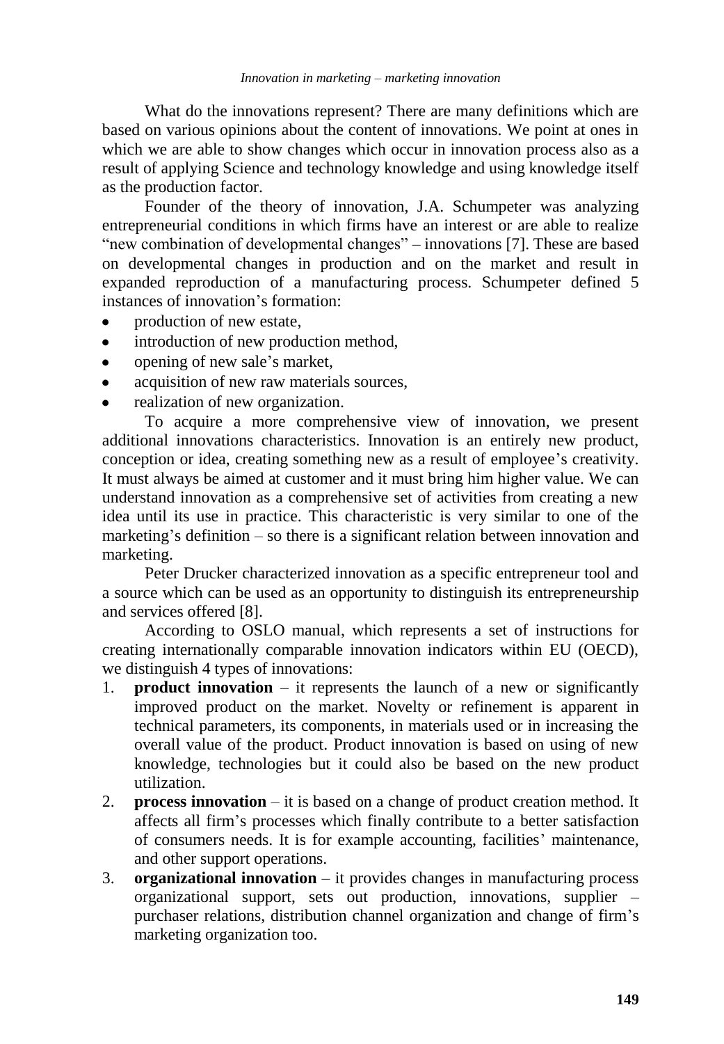What do the innovations represent? There are many definitions which are based on various opinions about the content of innovations. We point at ones in which we are able to show changes which occur in innovation process also as a result of applying Science and technology knowledge and using knowledge itself as the production factor.

Founder of the theory of innovation, J.A. Schumpeter was analyzing entrepreneurial conditions in which firms have an interest or are able to realize "new combination of developmental changes" – innovations [7]. These are based on developmental changes in production and on the market and result in expanded reproduction of a manufacturing process. Schumpeter defined 5 instances of innovation's formation:

- production of new estate,
- introduction of new production method,
- opening of new sale's market,
- acquisition of new raw materials sources,
- realization of new organization.

To acquire a more comprehensive view of innovation, we present additional innovations characteristics. Innovation is an entirely new product, conception or idea, creating something new as a result of employee's creativity. It must always be aimed at customer and it must bring him higher value. We can understand innovation as a comprehensive set of activities from creating a new idea until its use in practice. This characteristic is very similar to one of the marketing's definition – so there is a significant relation between innovation and marketing.

Peter Drucker characterized innovation as a specific entrepreneur tool and a source which can be used as an opportunity to distinguish its entrepreneurship and services offered [8].

According to OSLO manual, which represents a set of instructions for creating internationally comparable innovation indicators within EU (OECD), we distinguish 4 types of innovations:

1. **product innovation** – it represents the launch of a new or significantly improved product on the market. Novelty or refinement is apparent in technical parameters, its components, in materials used or in increasing the overall value of the product. Product innovation is based on using of new knowledge, technologies but it could also be based on the new product utilization.
2. **process innovation** – it is based on a change of product creation method. It affects all firm's processes which finally contribute to a better satisfaction of consumers needs. It is for example accounting, facilities' maintenance, and other support operations.
3. **organizational innovation** – it provides changes in manufacturing process organizational support, sets out production, innovations, supplier – purchaser relations, distribution channel organization and change of firm's marketing organization too.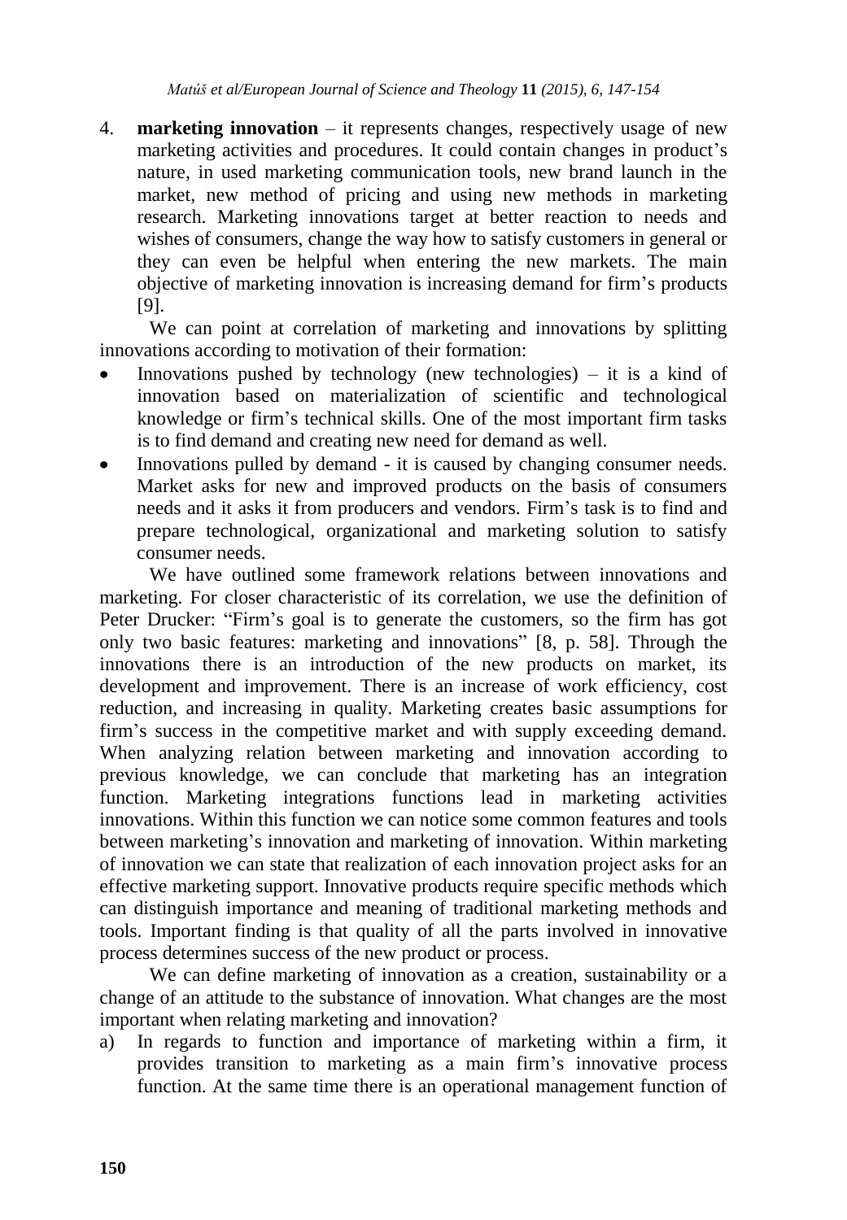4. **marketing innovation** – it represents changes, respectively usage of new marketing activities and procedures. It could contain changes in product's nature, in used marketing communication tools, new brand launch in the market, new method of pricing and using new methods in marketing research. Marketing innovations target at better reaction to needs and wishes of consumers, change the way how to satisfy customers in general or they can even be helpful when entering the new markets. The main objective of marketing innovation is increasing demand for firm's products [9].

We can point at correlation of marketing and innovations by splitting innovations according to motivation of their formation:

- Innovations pushed by technology (new technologies) – it is a kind of innovation based on materialization of scientific and technological knowledge or firm's technical skills. One of the most important firm tasks is to find demand and creating new need for demand as well.
- Innovations pulled by demand - it is caused by changing consumer needs. Market asks for new and improved products on the basis of consumers needs and it asks it from producers and vendors. Firm's task is to find and prepare technological, organizational and marketing solution to satisfy consumer needs.

We have outlined some framework relations between innovations and marketing. For closer characteristic of its correlation, we use the definition of Peter Drucker: "Firm's goal is to generate the customers, so the firm has got only two basic features: marketing and innovations" [8, p. 58]. Through the innovations there is an introduction of the new products on market, its development and improvement. There is an increase of work efficiency, cost reduction, and increasing in quality. Marketing creates basic assumptions for firm's success in the competitive market and with supply exceeding demand. When analyzing relation between marketing and innovation according to previous knowledge, we can conclude that marketing has an integration function. Marketing integrations functions lead in marketing activities innovations. Within this function we can notice some common features and tools between marketing's innovation and marketing of innovation. Within marketing of innovation we can state that realization of each innovation project asks for an effective marketing support. Innovative products require specific methods which can distinguish importance and meaning of traditional marketing methods and tools. Important finding is that quality of all the parts involved in innovative process determines success of the new product or process.

We can define marketing of innovation as a creation, sustainability or a change of an attitude to the substance of innovation. What changes are the most important when relating marketing and innovation?

a) In regards to function and importance of marketing within a firm, it provides transition to marketing as a main firm's innovative process function. At the same time there is an operational management function of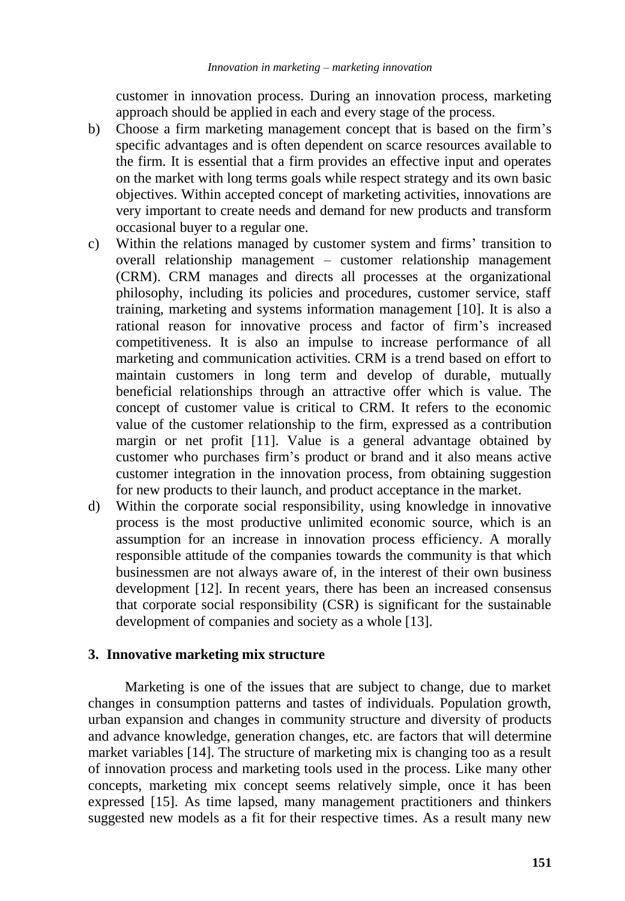customer in innovation process. During an innovation process, marketing approach should be applied in each and every stage of the process.

b) Choose a firm marketing management concept that is based on the firm's specific advantages and is often dependent on scarce resources available to the firm. It is essential that a firm provides an effective input and operates on the market with long terms goals while respect strategy and its own basic objectives. Within accepted concept of marketing activities, innovations are very important to create needs and demand for new products and transform occasional buyer to a regular one.

c) Within the relations managed by customer system and firms' transition to overall relationship management – customer relationship management (CRM). CRM manages and directs all processes at the organizational philosophy, including its policies and procedures, customer service, staff training, marketing and systems information management [10]. It is also a rational reason for innovative process and factor of firm's increased competitiveness. It is also an impulse to increase performance of all marketing and communication activities. CRM is a trend based on effort to maintain customers in long term and develop of durable, mutually beneficial relationships through an attractive offer which is value. The concept of customer value is critical to CRM. It refers to the economic value of the customer relationship to the firm, expressed as a contribution margin or net profit [11]. Value is a general advantage obtained by customer who purchases firm's product or brand and it also means active customer integration in the innovation process, from obtaining suggestion for new products to their launch, and product acceptance in the market.

d) Within the corporate social responsibility, using knowledge in innovative process is the most productive unlimited economic source, which is an assumption for an increase in innovation process efficiency. A morally responsible attitude of the companies towards the community is that which businessmen are not always aware of, in the interest of their own business development [12]. In recent years, there has been an increased consensus that corporate social responsibility (CSR) is significant for the sustainable development of companies and society as a whole [13].

## 3. Innovative marketing mix structure

Marketing is one of the issues that are subject to change, due to market changes in consumption patterns and tastes of individuals. Population growth, urban expansion and changes in community structure and diversity of products and advance knowledge, generation changes, etc. are factors that will determine market variables [14]. The structure of marketing mix is changing too as a result of innovation process and marketing tools used in the process. Like many other concepts, marketing mix concept seems relatively simple, once it has been expressed [15]. As time lapsed, many management practitioners and thinkers suggested new models as a fit for their respective times. As a result many new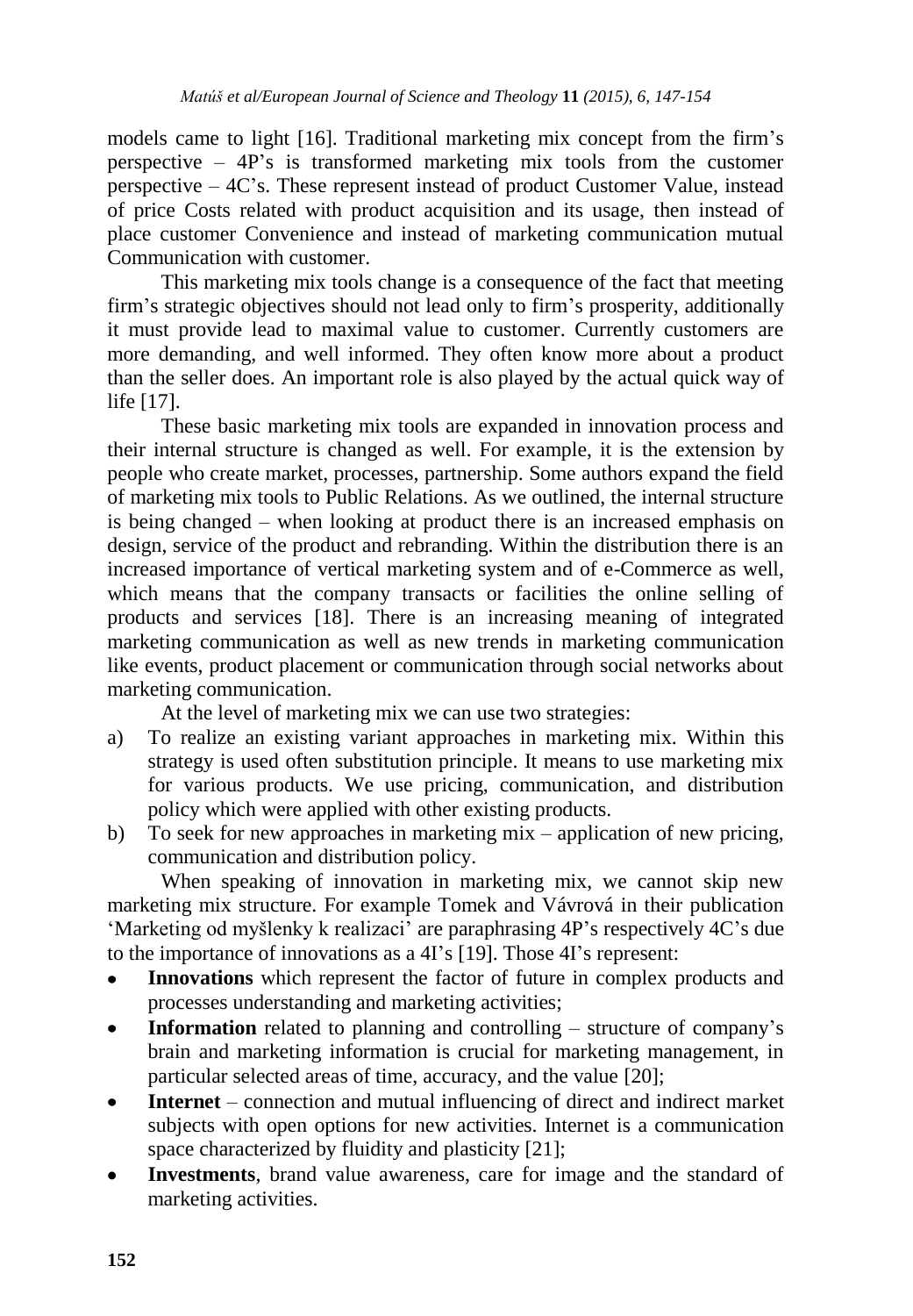models came to light [16]. Traditional marketing mix concept from the firm's perspective – 4P's is transformed marketing mix tools from the customer perspective – 4C's. These represent instead of product Customer Value, instead of price Costs related with product acquisition and its usage, then instead of place customer Convenience and instead of marketing communication mutual Communication with customer.

This marketing mix tools change is a consequence of the fact that meeting firm's strategic objectives should not lead only to firm's prosperity, additionally it must provide lead to maximal value to customer. Currently customers are more demanding, and well informed. They often know more about a product than the seller does. An important role is also played by the actual quick way of life [17].

These basic marketing mix tools are expanded in innovation process and their internal structure is changed as well. For example, it is the extension by people who create market, processes, partnership. Some authors expand the field of marketing mix tools to Public Relations. As we outlined, the internal structure is being changed – when looking at product there is an increased emphasis on design, service of the product and rebranding. Within the distribution there is an increased importance of vertical marketing system and of e-Commerce as well, which means that the company transacts or facilities the online selling of products and services [18]. There is an increasing meaning of integrated marketing communication as well as new trends in marketing communication like events, product placement or communication through social networks about marketing communication.

At the level of marketing mix we can use two strategies:

a) To realize an existing variant approaches in marketing mix. Within this strategy is used often substitution principle. It means to use marketing mix for various products. We use pricing, communication, and distribution policy which were applied with other existing products.
b) To seek for new approaches in marketing mix – application of new pricing, communication and distribution policy.

When speaking of innovation in marketing mix, we cannot skip new marketing mix structure. For example Tomek and Vávrová in their publication 'Marketing od myšlenky k realizaci' are paraphrasing 4P's respectively 4C's due to the importance of innovations as a 4I's [19]. Those 4I's represent:

- **Innovations** which represent the factor of future in complex products and processes understanding and marketing activities;
- **Information** related to planning and controlling – structure of company's brain and marketing information is crucial for marketing management, in particular selected areas of time, accuracy, and the value [20];
- **Internet** – connection and mutual influencing of direct and indirect market subjects with open options for new activities. Internet is a communication space characterized by fluidity and plasticity [21];
- **Investments**, brand value awareness, care for image and the standard of marketing activities.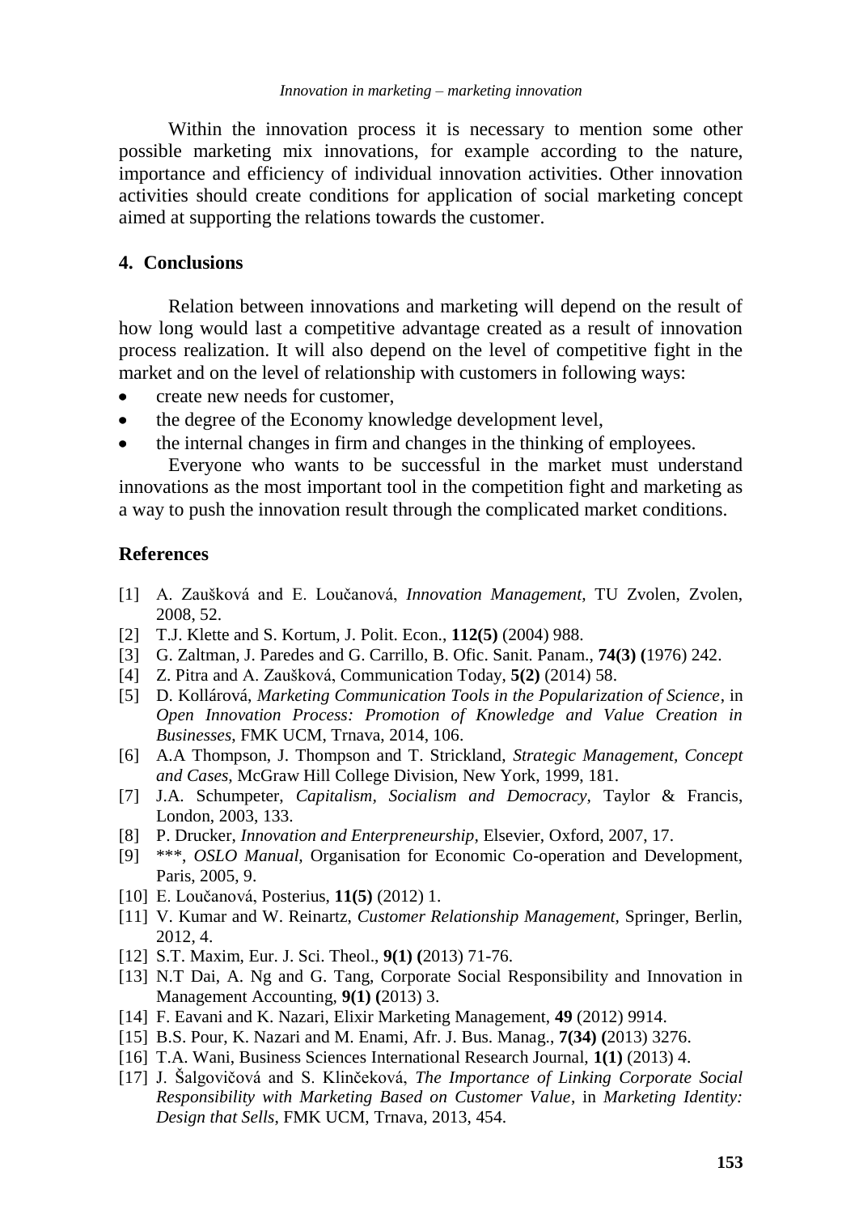Within the innovation process it is necessary to mention some other possible marketing mix innovations, for example according to the nature, importance and efficiency of individual innovation activities. Other innovation activities should create conditions for application of social marketing concept aimed at supporting the relations towards the customer.

## 4. Conclusions

Relation between innovations and marketing will depend on the result of how long would last a competitive advantage created as a result of innovation process realization. It will also depend on the level of competitive fight in the market and on the level of relationship with customers in following ways:

- create new needs for customer,
- the degree of the Economy knowledge development level,
- the internal changes in firm and changes in the thinking of employees.

Everyone who wants to be successful in the market must understand innovations as the most important tool in the competition fight and marketing as a way to push the innovation result through the complicated market conditions.

## References

[1] A. Zaušková and E. Loučanová, *Innovation Management*, TU Zvolen, Zvolen, 2008, 52.

[2] T.J. Klette and S. Kortum, J. Polit. Econ., **112(5)** (2004) 988.

[3] G. Zaltman, J. Paredes and G. Carrillo, B. Ofic. Sanit. Panam., **74(3) (**1976) 242.

[4] Z. Pitra and A. Zaušková, Communication Today, **5(2)** (2014) 58.

[5] D. Kollárová, *Marketing Communication Tools in the Popularization of Science*, in *Open Innovation Process: Promotion of Knowledge and Value Creation in Businesses*, FMK UCM, Trnava, 2014, 106.

[6] A.A Thompson, J. Thompson and T. Strickland, *Strategic Management, Concept and Cases*, McGraw Hill College Division, New York, 1999, 181.

[7] J.A. Schumpeter, *Capitalism, Socialism and Democracy*, Taylor & Francis, London, 2003, 133.

[8] P. Drucker, *Innovation and Enterpreneurship*, Elsevier, Oxford, 2007, 17.

[9] \*\*\*, *OSLO Manual*, Organisation for Economic Co-operation and Development, Paris, 2005, 9.

[10] E. Loučanová, Posterius, **11(5)** (2012) 1.

[11] V. Kumar and W. Reinartz, *Customer Relationship Management*, Springer, Berlin, 2012, 4.

[12] S.T. Maxim, Eur. J. Sci. Theol., **9(1) (**2013) 71-76.

[13] N.T Dai, A. Ng and G. Tang, Corporate Social Responsibility and Innovation in Management Accounting, **9(1) (**2013) 3.

[14] F. Eavani and K. Nazari, Elixir Marketing Management, **49** (2012) 9914.

[15] B.S. Pour, K. Nazari and M. Enami, Afr. J. Bus. Manag., **7(34) (**2013) 3276.

[16] T.A. Wani, Business Sciences International Research Journal, **1(1)** (2013) 4.

[17] J. Šalgovičová and S. Klinčeková, *The Importance of Linking Corporate Social Responsibility with Marketing Based on Customer Value*, in *Marketing Identity: Design that Sells*, FMK UCM, Trnava, 2013, 454.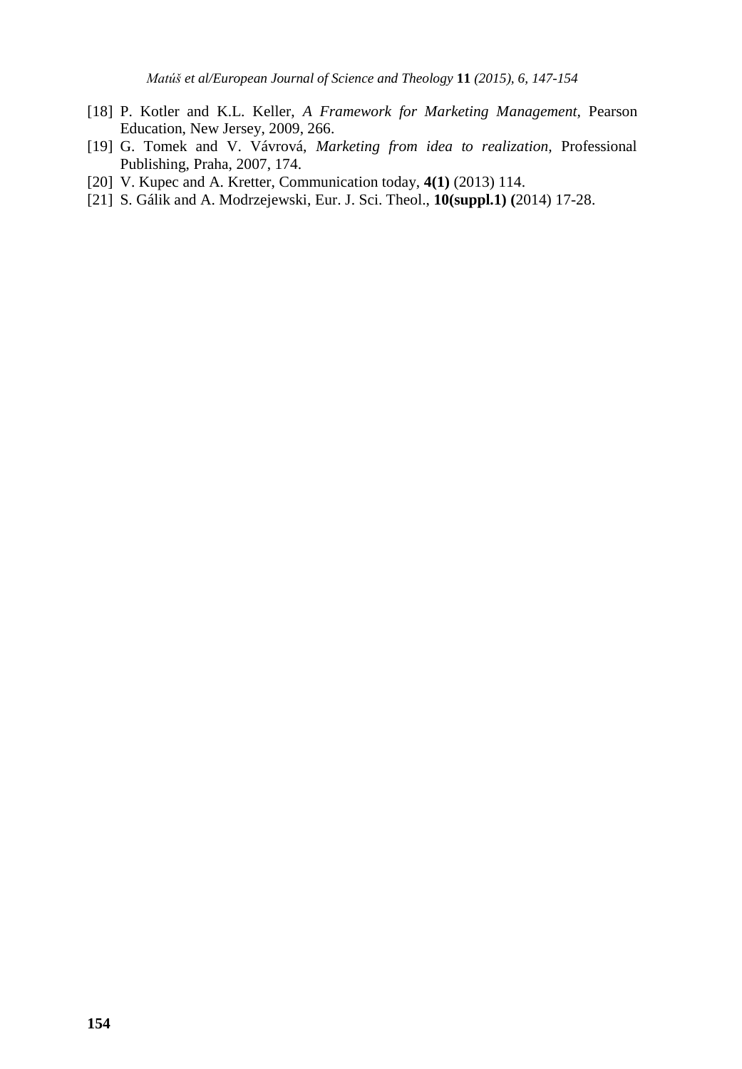[18] P. Kotler and K.L. Keller, *A Framework for Marketing Management*, Pearson Education, New Jersey, 2009, 266.

[19] G. Tomek and V. Vávrová, *Marketing from idea to realization*, Professional Publishing, Praha, 2007, 174.

[20] V. Kupec and A. Kretter, Communication today, **4(1)** (2013) 114.

[21] S. Gálik and A. Modrzejewski, Eur. J. Sci. Theol., **10(suppl.1) (**2014) 17-28.